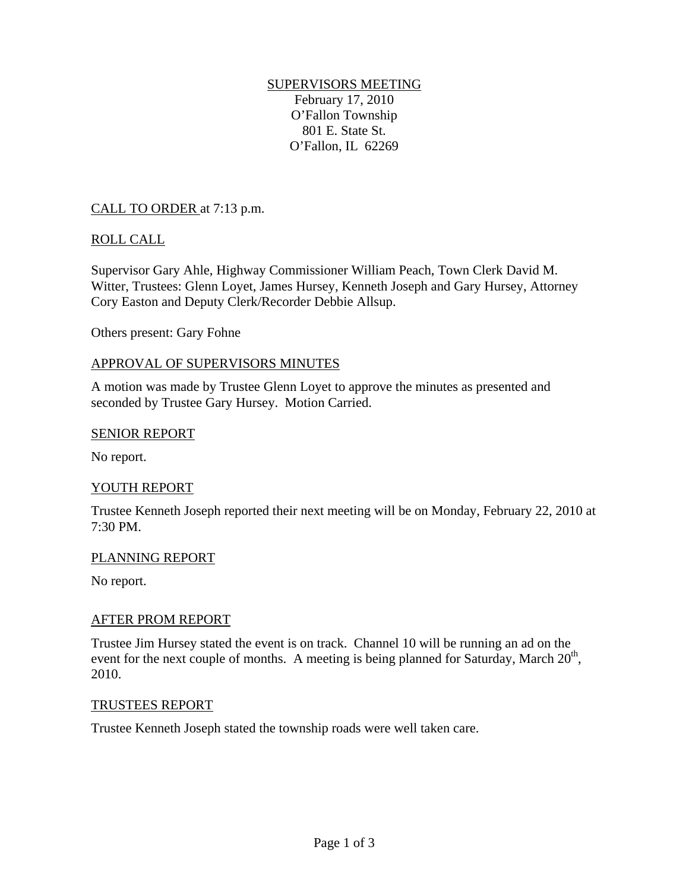# SUPERVISORS MEETING

February 17, 2010
O'Fallon Township
801 E. State St.
O'Fallon, IL 62269

## CALL TO ORDER at 7:13 p.m.

## ROLL CALL

Supervisor Gary Ahle, Highway Commissioner William Peach, Town Clerk David M. Witter, Trustees: Glenn Loyet, James Hursey, Kenneth Joseph and Gary Hursey, Attorney Cory Easton and Deputy Clerk/Recorder Debbie Allsup.

Others present: Gary Fohne

## APPROVAL OF SUPERVISORS MINUTES

A motion was made by Trustee Glenn Loyet to approve the minutes as presented and seconded by Trustee Gary Hursey. Motion Carried.

## SENIOR REPORT

No report.

## YOUTH REPORT

Trustee Kenneth Joseph reported their next meeting will be on Monday, February 22, 2010 at 7:30 PM.

## PLANNING REPORT

No report.

## AFTER PROM REPORT

Trustee Jim Hursey stated the event is on track. Channel 10 will be running an ad on the event for the next couple of months. A meeting is being planned for Saturday, March 20th, 2010.

## TRUSTEES REPORT

Trustee Kenneth Joseph stated the township roads were well taken care.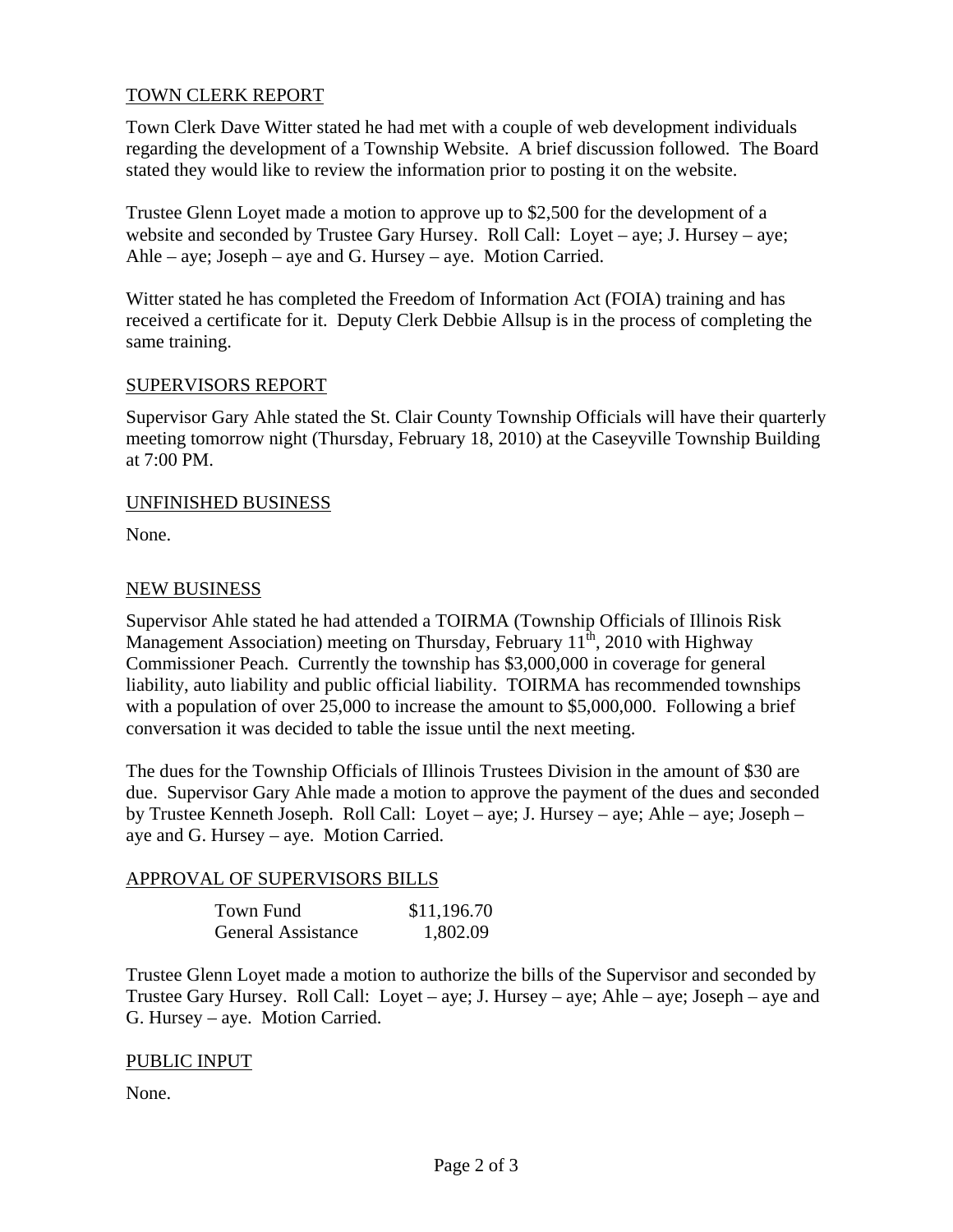## TOWN CLERK REPORT

Town Clerk Dave Witter stated he had met with a couple of web development individuals regarding the development of a Township Website. A brief discussion followed. The Board stated they would like to review the information prior to posting it on the website.

Trustee Glenn Loyet made a motion to approve up to $2,500 for the development of a website and seconded by Trustee Gary Hursey. Roll Call: Loyet – aye; J. Hursey – aye; Ahle – aye; Joseph – aye and G. Hursey – aye. Motion Carried.

Witter stated he has completed the Freedom of Information Act (FOIA) training and has received a certificate for it. Deputy Clerk Debbie Allsup is in the process of completing the same training.

## SUPERVISORS REPORT

Supervisor Gary Ahle stated the St. Clair County Township Officials will have their quarterly meeting tomorrow night (Thursday, February 18, 2010) at the Caseyville Township Building at 7:00 PM.

## UNFINISHED BUSINESS

None.

## NEW BUSINESS

Supervisor Ahle stated he had attended a TOIRMA (Township Officials of Illinois Risk Management Association) meeting on Thursday, February 11th, 2010 with Highway Commissioner Peach. Currently the township has $3,000,000 in coverage for general liability, auto liability and public official liability. TOIRMA has recommended townships with a population of over 25,000 to increase the amount to $5,000,000. Following a brief conversation it was decided to table the issue until the next meeting.

The dues for the Township Officials of Illinois Trustees Division in the amount of $30 are due. Supervisor Gary Ahle made a motion to approve the payment of the dues and seconded by Trustee Kenneth Joseph. Roll Call: Loyet – aye; J. Hursey – aye; Ahle – aye; Joseph – aye and G. Hursey – aye. Motion Carried.

## APPROVAL OF SUPERVISORS BILLS

| | |
|---|---|
| Town Fund | $11,196.70 |
| General Assistance | 1,802.09 |

Trustee Glenn Loyet made a motion to authorize the bills of the Supervisor and seconded by Trustee Gary Hursey. Roll Call: Loyet – aye; J. Hursey – aye; Ahle – aye; Joseph – aye and G. Hursey – aye. Motion Carried.

## PUBLIC INPUT

None.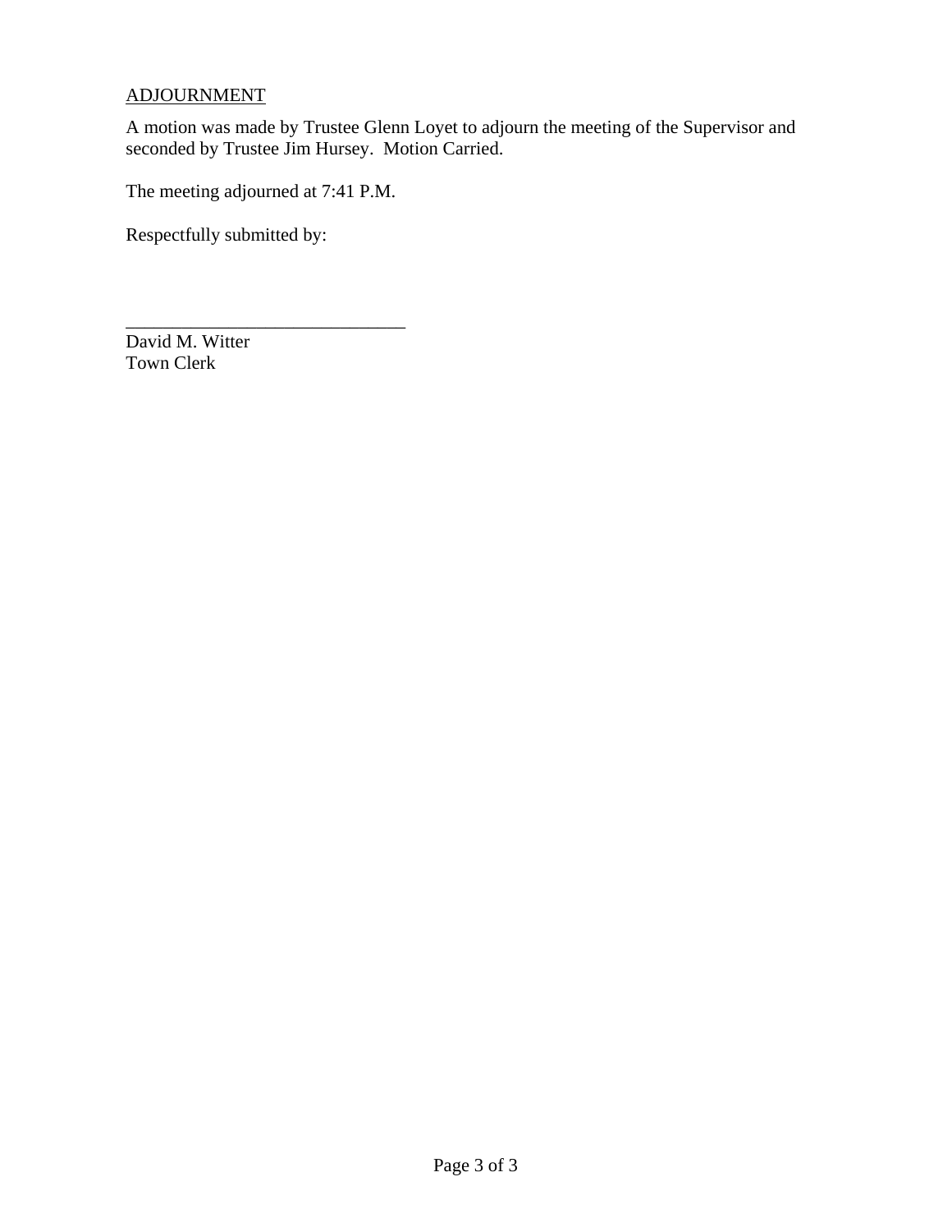ADJOURNMENT

A motion was made by Trustee Glenn Loyet to adjourn the meeting of the Supervisor and seconded by Trustee Jim Hursey. Motion Carried.

The meeting adjourned at 7:41 P.M.

Respectfully submitted by:

_______________________________
David M. Witter
Town Clerk